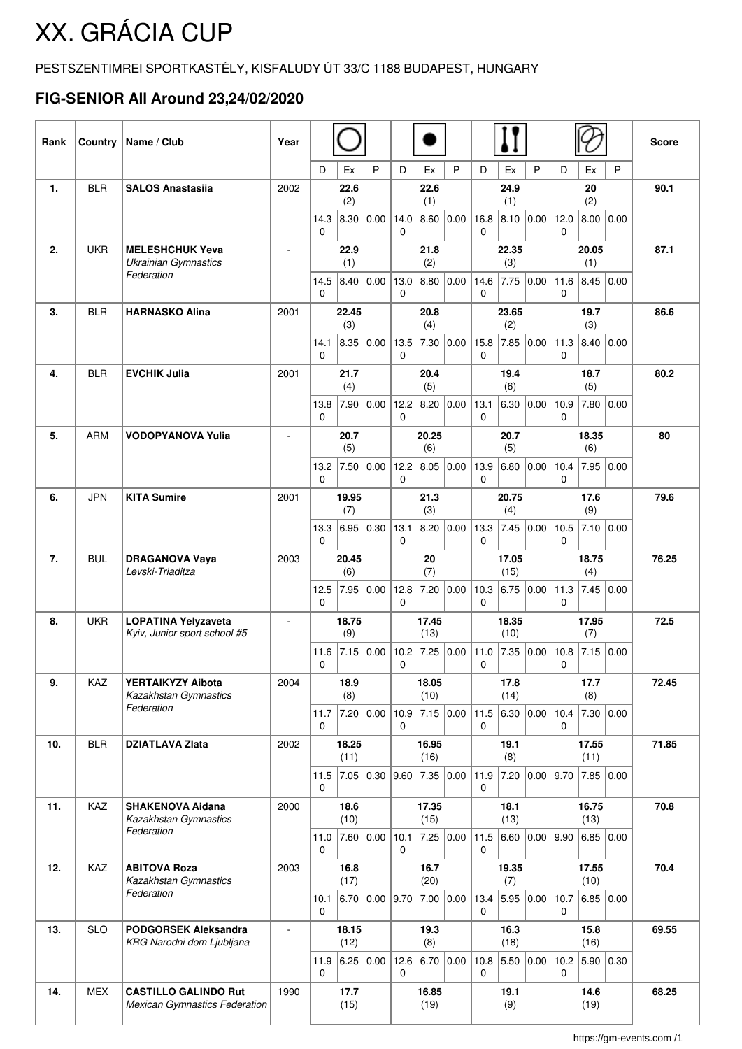# XX. GRÁCIA CUP

PESTSZENTIMREI SPORTKASTÉLY, KISFALUDY ÚT 33/C 1188 BUDAPEST, HUNGARY

## FIG-SENIOR All Around 23,24/02/2020

| Rank | Country | Name / Club | Year | Hoop | | | Ball | | | Clubs | | | Ribbon | | | Score |
|---|---|---|---|---|---|---|---|---|---|---|---|---|---|---|---|---|
| | | | | D | Ex | P | D | Ex | P | D | Ex | P | D | Ex | P | |
| 1. | BLR | **SALOS Anastasiia** | 2002 | **22.6** (2) | | | **22.6** (1) | | | **24.9** (1) | | | **20** (2) | | | **90.1** |
| | | | | 14.30 | 8.30 | 0.00 | 14.00 | 8.60 | 0.00 | 16.80 | 8.10 | 0.00 | 12.00 | 8.00 | 0.00 | |
| 2. | UKR | **MELESHCHUK Yeva** *Ukrainian Gymnastics Federation* | - | **22.9** (1) | | | **21.8** (2) | | | **22.35** (3) | | | **20.05** (1) | | | **87.1** |
| | | | | 14.50 | 8.40 | 0.00 | 13.00 | 8.80 | 0.00 | 14.60 | 7.75 | 0.00 | 11.60 | 8.45 | 0.00 | |
| 3. | BLR | **HARNASKO Alina** | 2001 | **22.45** (3) | | | **20.8** (4) | | | **23.65** (2) | | | **19.7** (3) | | | **86.6** |
| | | | | 14.10 | 8.35 | 0.00 | 13.50 | 7.30 | 0.00 | 15.80 | 7.85 | 0.00 | 11.30 | 8.40 | 0.00 | |
| 4. | BLR | **EVCHIK Julia** | 2001 | **21.7** (4) | | | **20.4** (5) | | | **19.4** (6) | | | **18.7** (5) | | | **80.2** |
| | | | | 13.80 | 7.90 | 0.00 | 12.20 | 8.20 | 0.00 | 13.10 | 6.30 | 0.00 | 10.90 | 7.80 | 0.00 | |
| 5. | ARM | **VODOPYANOVA Yulia** | - | **20.7** (5) | | | **20.25** (6) | | | **20.7** (5) | | | **18.35** (6) | | | **80** |
| | | | | 13.20 | 7.50 | 0.00 | 12.20 | 8.05 | 0.00 | 13.90 | 6.80 | 0.00 | 10.40 | 7.95 | 0.00 | |
| 6. | JPN | **KITA Sumire** | 2001 | **19.95** (7) | | | **21.3** (3) | | | **20.75** (4) | | | **17.6** (9) | | | **79.6** |
| | | | | 13.30 | 6.95 | 0.30 | 13.10 | 8.20 | 0.00 | 13.30 | 7.45 | 0.00 | 10.50 | 7.10 | 0.00 | |
| 7. | BUL | **DRAGANOVA Vaya** *Levski-Triaditza* | 2003 | **20.45** (6) | | | **20** (7) | | | **17.05** (15) | | | **18.75** (4) | | | **76.25** |
| | | | | 12.50 | 7.95 | 0.00 | 12.80 | 7.20 | 0.00 | 10.30 | 6.75 | 0.00 | 11.30 | 7.45 | 0.00 | |
| 8. | UKR | **LOPATINA Yelyzaveta** *Kyiv, Junior sport school #5* | - | **18.75** (9) | | | **17.45** (13) | | | **18.35** (10) | | | **17.95** (7) | | | **72.5** |
| | | | | 11.60 | 7.15 | 0.00 | 10.20 | 7.25 | 0.00 | 11.00 | 7.35 | 0.00 | 10.80 | 7.15 | 0.00 | |
| 9. | KAZ | **YERTAIKYZY Aibota** *Kazakhstan Gymnastics Federation* | 2004 | **18.9** (8) | | | **18.05** (10) | | | **17.8** (14) | | | **17.7** (8) | | | **72.45** |
| | | | | 11.70 | 7.20 | 0.00 | 10.90 | 7.15 | 0.00 | 11.50 | 6.30 | 0.00 | 10.40 | 7.30 | 0.00 | |
| 10. | BLR | **DZIATLAVA Zlata** | 2002 | **18.25** (11) | | | **16.95** (16) | | | **19.1** (8) | | | **17.55** (11) | | | **71.85** |
| | | | | 11.50 | 7.05 | 0.30 | 9.60 | 7.35 | 0.00 | 11.90 | 7.20 | 0.00 | 9.70 | 7.85 | 0.00 | |
| 11. | KAZ | **SHAKENOVA Aidana** *Kazakhstan Gymnastics Federation* | 2000 | **18.6** (10) | | | **17.35** (15) | | | **18.1** (13) | | | **16.75** (13) | | | **70.8** |
| | | | | 11.00 | 7.60 | 0.00 | 10.10 | 7.25 | 0.00 | 11.50 | 6.60 | 0.00 | 9.90 | 6.85 | 0.00 | |
| 12. | KAZ | **ABITOVA Roza** *Kazakhstan Gymnastics Federation* | 2003 | **16.8** (17) | | | **16.7** (20) | | | **19.35** (7) | | | **17.55** (10) | | | **70.4** |
| | | | | 10.10 | 6.70 | 0.00 | 9.70 | 7.00 | 0.00 | 13.40 | 5.95 | 0.00 | 10.70 | 6.85 | 0.00 | |
| 13. | SLO | **PODGORSEK Aleksandra** *KRG Narodni dom Ljubljana* | - | **18.15** (12) | | | **19.3** (8) | | | **16.3** (18) | | | **15.8** (16) | | | **69.55** |
| | | | | 11.90 | 6.25 | 0.00 | 12.60 | 6.70 | 0.00 | 10.80 | 5.50 | 0.00 | 10.20 | 5.90 | 0.30 | |
| 14. | MEX | **CASTILLO GALINDO Rut** *Mexican Gymnastics Federation* | 1990 | **17.7** (15) | | | **16.85** (19) | | | **19.1** (9) | | | **14.6** (19) | | | **68.25** |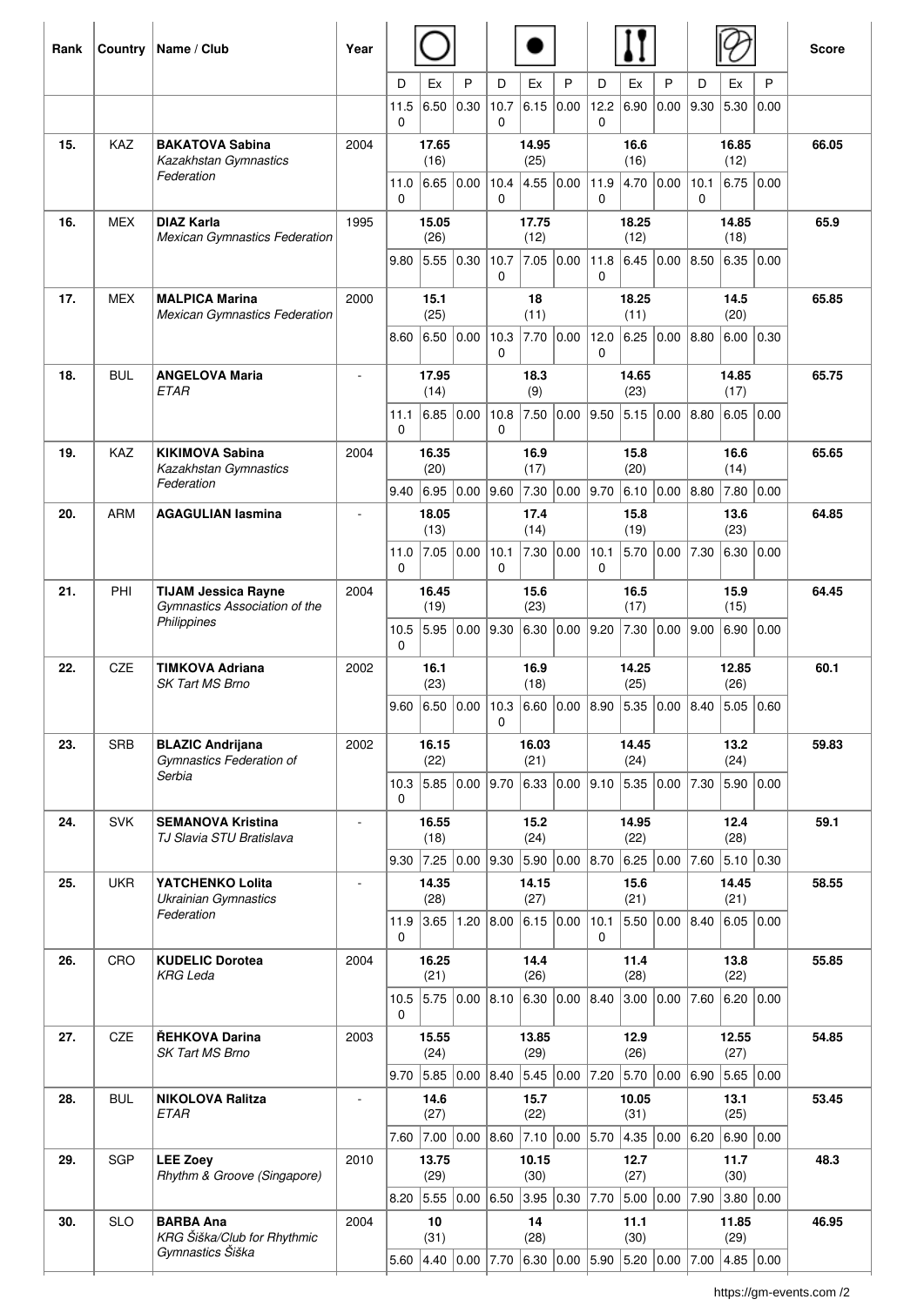| Rank | Country | Name / Club | Year | Hoop | | | Ball | | | Clubs | | | Ribbon | | | Score |
|---|---|---|---|---|---|---|---|---|---|---|---|---|---|---|---|---|
| | | | | D | Ex | P | D | Ex | P | D | Ex | P | D | Ex | P | |
| | | | | 11.50 | 6.50 | 0.30 | 10.70 | 6.15 | 0.00 | 12.20 | 6.90 | 0.00 | 9.30 | 5.30 | 0.00 | |
| 15. | KAZ | **BAKATOVA Sabina** *Kazakhstan Gymnastics Federation* | 2004 | 17.65 (16) | | | 14.95 (25) | | | 16.6 (16) | | | 16.85 (12) | | | 66.05 |
| | | | | 11.00 | 6.65 | 0.00 | 10.40 | 4.55 | 0.00 | 11.90 | 4.70 | 0.00 | 10.10 | 6.75 | 0.00 | |
| 16. | MEX | **DIAZ Karla** *Mexican Gymnastics Federation* | 1995 | 15.05 (26) | | | 17.75 (12) | | | 18.25 (12) | | | 14.85 (18) | | | 65.9 |
| | | | | 9.80 | 5.55 | 0.30 | 10.70 | 7.05 | 0.00 | 11.80 | 6.45 | 0.00 | 8.50 | 6.35 | 0.00 | |
| 17. | MEX | **MALPICA Marina** *Mexican Gymnastics Federation* | 2000 | 15.1 (25) | | | 18 (11) | | | 18.25 (11) | | | 14.5 (20) | | | 65.85 |
| | | | | 8.60 | 6.50 | 0.00 | 10.30 | 7.70 | 0.00 | 12.00 | 6.25 | 0.00 | 8.80 | 6.00 | 0.30 | |
| 18. | BUL | **ANGELOVA Maria** *ETAR* | - | 17.95 (14) | | | 18.3 (9) | | | 14.65 (23) | | | 14.85 (17) | | | 65.75 |
| | | | | 11.10 | 6.85 | 0.00 | 10.80 | 7.50 | 0.00 | 9.50 | 5.15 | 0.00 | 8.80 | 6.05 | 0.00 | |
| 19. | KAZ | **KIKIMOVA Sabina** *Kazakhstan Gymnastics Federation* | 2004 | 16.35 (20) | | | 16.9 (17) | | | 15.8 (20) | | | 16.6 (14) | | | 65.65 |
| | | | | 9.40 | 6.95 | 0.00 | 9.60 | 7.30 | 0.00 | 9.70 | 6.10 | 0.00 | 8.80 | 7.80 | 0.00 | |
| 20. | ARM | **AGAGULIAN Iasmina** | - | 18.05 (13) | | | 17.4 (14) | | | 15.8 (19) | | | 13.6 (23) | | | 64.85 |
| | | | | 11.00 | 7.05 | 0.00 | 10.10 | 7.30 | 0.00 | 10.10 | 5.70 | 0.00 | 7.30 | 6.30 | 0.00 | |
| 21. | PHI | **TIJAM Jessica Rayne** *Gymnastics Association of the Philippines* | 2004 | 16.45 (19) | | | 15.6 (23) | | | 16.5 (17) | | | 15.9 (15) | | | 64.45 |
| | | | | 10.50 | 5.95 | 0.00 | 9.30 | 6.30 | 0.00 | 9.20 | 7.30 | 0.00 | 9.00 | 6.90 | 0.00 | |
| 22. | CZE | **TIMKOVA Adriana** *SK Tart MS Brno* | 2002 | 16.1 (23) | | | 16.9 (18) | | | 14.25 (25) | | | 12.85 (26) | | | 60.1 |
| | | | | 9.60 | 6.50 | 0.00 | 10.30 | 6.60 | 0.00 | 8.90 | 5.35 | 0.00 | 8.40 | 5.05 | 0.60 | |
| 23. | SRB | **BLAZIC Andrijana** *Gymnastics Federation of Serbia* | 2002 | 16.15 (22) | | | 16.03 (21) | | | 14.45 (24) | | | 13.2 (24) | | | 59.83 |
| | | | | 10.30 | 5.85 | 0.00 | 9.70 | 6.33 | 0.00 | 9.10 | 5.35 | 0.00 | 7.30 | 5.90 | 0.00 | |
| 24. | SVK | **SEMANOVA Kristina** *TJ Slavia STU Bratislava* | - | 16.55 (18) | | | 15.2 (24) | | | 14.95 (22) | | | 12.4 (28) | | | 59.1 |
| | | | | 9.30 | 7.25 | 0.00 | 9.30 | 5.90 | 0.00 | 8.70 | 6.25 | 0.00 | 7.60 | 5.10 | 0.30 | |
| 25. | UKR | **YATCHENKO Lolita** *Ukrainian Gymnastics Federation* | - | 14.35 (28) | | | 14.15 (27) | | | 15.6 (21) | | | 14.45 (21) | | | 58.55 |
| | | | | 11.90 | 3.65 | 1.20 | 8.00 | 6.15 | 0.00 | 10.10 | 5.50 | 0.00 | 8.40 | 6.05 | 0.00 | |
| 26. | CRO | **KUDELIC Dorotea** *KRG Leda* | 2004 | 16.25 (21) | | | 14.4 (26) | | | 11.4 (28) | | | 13.8 (22) | | | 55.85 |
| | | | | 10.50 | 5.75 | 0.00 | 8.10 | 6.30 | 0.00 | 8.40 | 3.00 | 0.00 | 7.60 | 6.20 | 0.00 | |
| 27. | CZE | **ŘEHKOVA Darina** *SK Tart MS Brno* | 2003 | 15.55 (24) | | | 13.85 (29) | | | 12.9 (26) | | | 12.55 (27) | | | 54.85 |
| | | | | 9.70 | 5.85 | 0.00 | 8.40 | 5.45 | 0.00 | 7.20 | 5.70 | 0.00 | 6.90 | 5.65 | 0.00 | |
| 28. | BUL | **NIKOLOVA Ralitza** *ETAR* | - | 14.6 (27) | | | 15.7 (22) | | | 10.05 (31) | | | 13.1 (25) | | | 53.45 |
| | | | | 7.60 | 7.00 | 0.00 | 8.60 | 7.10 | 0.00 | 5.70 | 4.35 | 0.00 | 6.20 | 6.90 | 0.00 | |
| 29. | SGP | **LEE Zoey** *Rhythm & Groove (Singapore)* | 2010 | 13.75 (29) | | | 10.15 (30) | | | 12.7 (27) | | | 11.7 (30) | | | 48.3 |
| | | | | 8.20 | 5.55 | 0.00 | 6.50 | 3.95 | 0.30 | 7.70 | 5.00 | 0.00 | 7.90 | 3.80 | 0.00 | |
| 30. | SLO | **BARBA Ana** *KRG Šiška/Club for Rhythmic Gymnastics Šiška* | 2004 | 10 (31) | | | 14 (28) | | | 11.1 (30) | | | 11.85 (29) | | | 46.95 |
| | | | | 5.60 | 4.40 | 0.00 | 7.70 | 6.30 | 0.00 | 5.90 | 5.20 | 0.00 | 7.00 | 4.85 | 0.00 | |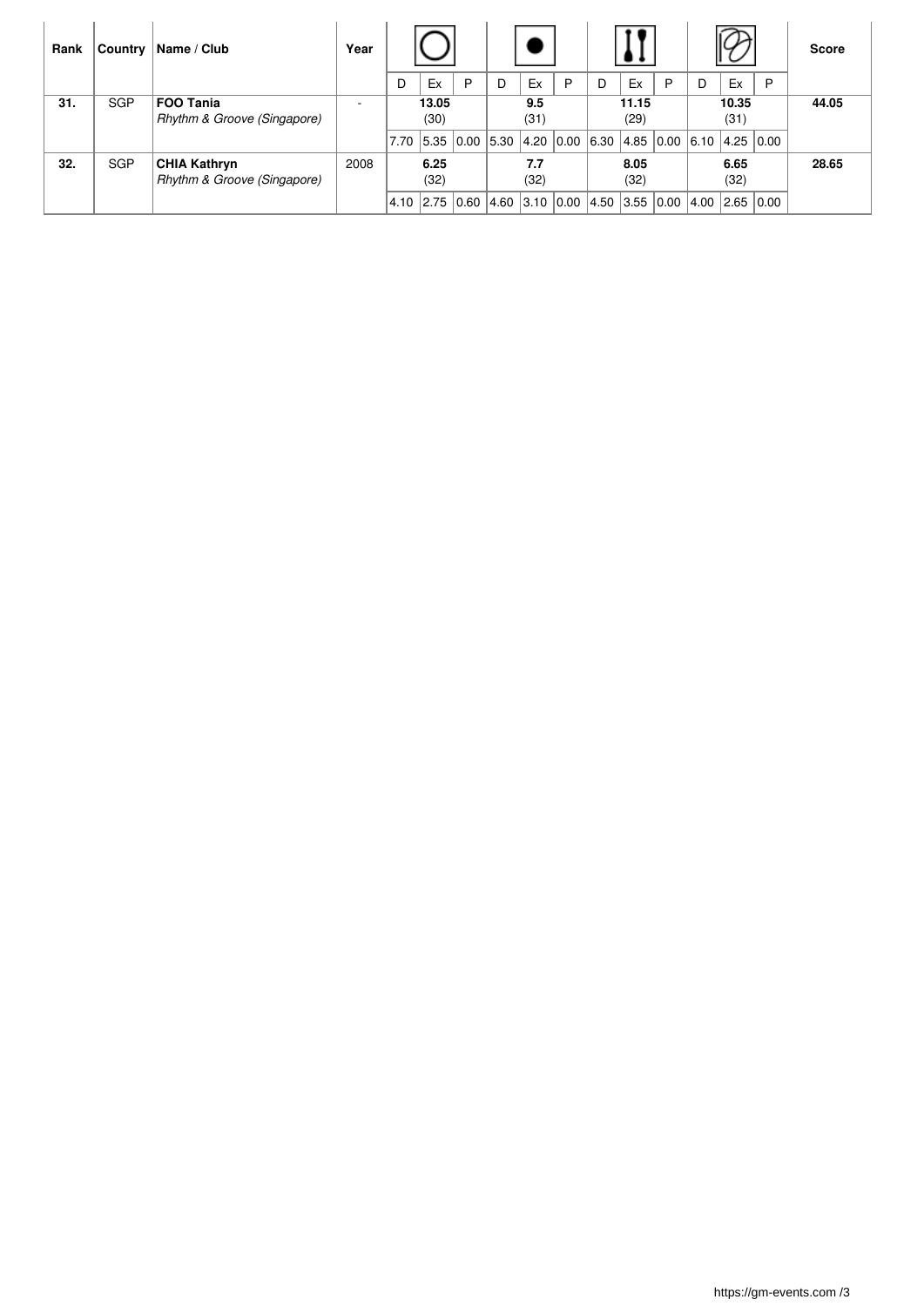| Rank | Country | Name / Club | Year | Hoop | | | Ball | | | Clubs | | | Ribbon | | | Score |
|---|---|---|---|---|---|---|---|---|---|---|---|---|---|---|---|---|
| | | | | D | Ex | P | D | Ex | P | D | Ex | P | D | Ex | P | |
| 31. | SGP | **FOO Tania** *Rhythm & Groove (Singapore)* | - | **13.05** (30) | | | **9.5** (31) | | | **11.15** (29) | | | **10.35** (31) | | | **44.05** |
| | | | | 7.70 | 5.35 | 0.00 | 5.30 | 4.20 | 0.00 | 6.30 | 4.85 | 0.00 | 6.10 | 4.25 | 0.00 | |
| 32. | SGP | **CHIA Kathryn** *Rhythm & Groove (Singapore)* | 2008 | **6.25** (32) | | | **7.7** (32) | | | **8.05** (32) | | | **6.65** (32) | | | **28.65** |
| | | | | 4.10 | 2.75 | 0.60 | 4.60 | 3.10 | 0.00 | 4.50 | 3.55 | 0.00 | 4.00 | 2.65 | 0.00 | |